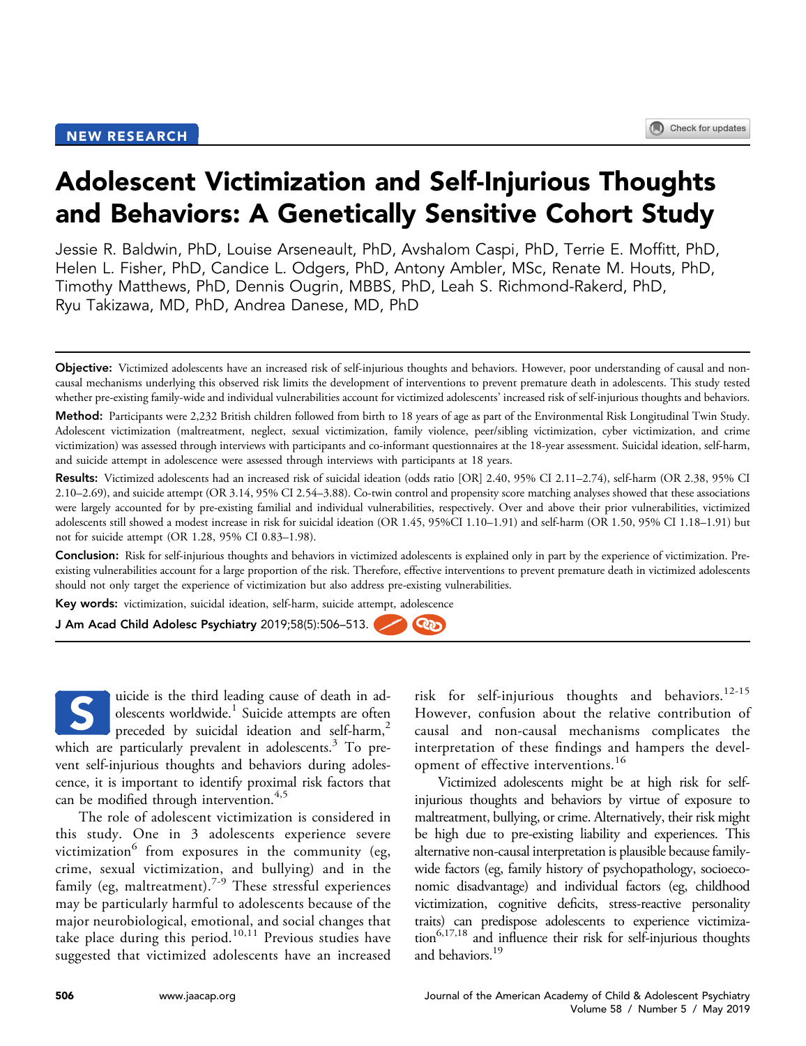NEW RESEARCH

# Adolescent Victimization and Self-Injurious Thoughts and Behaviors: A Genetically Sensitive Cohort Study

Jessie R. Baldwin, PhD, Louise Arseneault, PhD, Avshalom Caspi, PhD, Terrie E. Moffitt, PhD, Helen L. Fisher, PhD, Candice L. Odgers, PhD, Antony Ambler, MSc, Renate M. Houts, PhD, Timothy Matthews, PhD, Dennis Ougrin, MBBS, PhD, Leah S. Richmond-Rakerd, PhD, Ryu Takizawa, MD, PhD, Andrea Danese, MD, PhD

**Objective:** Victimized adolescents have an increased risk of self-injurious thoughts and behaviors. However, poor understanding of causal and non-causal mechanisms underlying this observed risk limits the development of interventions to prevent premature death in adolescents. This study tested whether pre-existing family-wide and individual vulnerabilities account for victimized adolescents' increased risk of self-injurious thoughts and behaviors.

**Method:** Participants were 2,232 British children followed from birth to 18 years of age as part of the Environmental Risk Longitudinal Twin Study. Adolescent victimization (maltreatment, neglect, sexual victimization, family violence, peer/sibling victimization, cyber victimization, and crime victimization) was assessed through interviews with participants and co-informant questionnaires at the 18-year assessment. Suicidal ideation, self-harm, and suicide attempt in adolescence were assessed through interviews with participants at 18 years.

**Results:** Victimized adolescents had an increased risk of suicidal ideation (odds ratio [OR] 2.40, 95% CI 2.11–2.74), self-harm (OR 2.38, 95% CI 2.10–2.69), and suicide attempt (OR 3.14, 95% CI 2.54–3.88). Co-twin control and propensity score matching analyses showed that these associations were largely accounted for by pre-existing familial and individual vulnerabilities, respectively. Over and above their prior vulnerabilities, victimized adolescents still showed a modest increase in risk for suicidal ideation (OR 1.45, 95%CI 1.10–1.91) and self-harm (OR 1.50, 95% CI 1.18–1.91) but not for suicide attempt (OR 1.28, 95% CI 0.83–1.98).

**Conclusion:** Risk for self-injurious thoughts and behaviors in victimized adolescents is explained only in part by the experience of victimization. Pre-existing vulnerabilities account for a large proportion of the risk. Therefore, effective interventions to prevent premature death in victimized adolescents should not only target the experience of victimization but also address pre-existing vulnerabilities.

**Key words:** victimization, suicidal ideation, self-harm, suicide attempt, adolescence

J Am Acad Child Adolesc Psychiatry 2019;58(5):506–513.

Suicide is the third leading cause of death in adolescents worldwide.[1] Suicide attempts are often preceded by suicidal ideation and self-harm,[2] which are particularly prevalent in adolescents.[3] To prevent self-injurious thoughts and behaviors during adolescence, it is important to identify proximal risk factors that can be modified through intervention.[4,5]

The role of adolescent victimization is considered in this study. One in 3 adolescents experience severe victimization[6] from exposures in the community (eg, crime, sexual victimization, and bullying) and in the family (eg, maltreatment).[7-9] These stressful experiences may be particularly harmful to adolescents because of the major neurobiological, emotional, and social changes that take place during this period.[10,11] Previous studies have suggested that victimized adolescents have an increased risk for self-injurious thoughts and behaviors.[12-15] However, confusion about the relative contribution of causal and non-causal mechanisms complicates the interpretation of these findings and hampers the development of effective interventions.[16]

Victimized adolescents might be at high risk for self-injurious thoughts and behaviors by virtue of exposure to maltreatment, bullying, or crime. Alternatively, their risk might be high due to pre-existing liability and experiences. This alternative non-causal interpretation is plausible because family-wide factors (eg, family history of psychopathology, socioeconomic disadvantage) and individual factors (eg, childhood victimization, cognitive deficits, stress-reactive personality traits) can predispose adolescents to experience victimization[6,17,18] and influence their risk for self-injurious thoughts and behaviors.[19]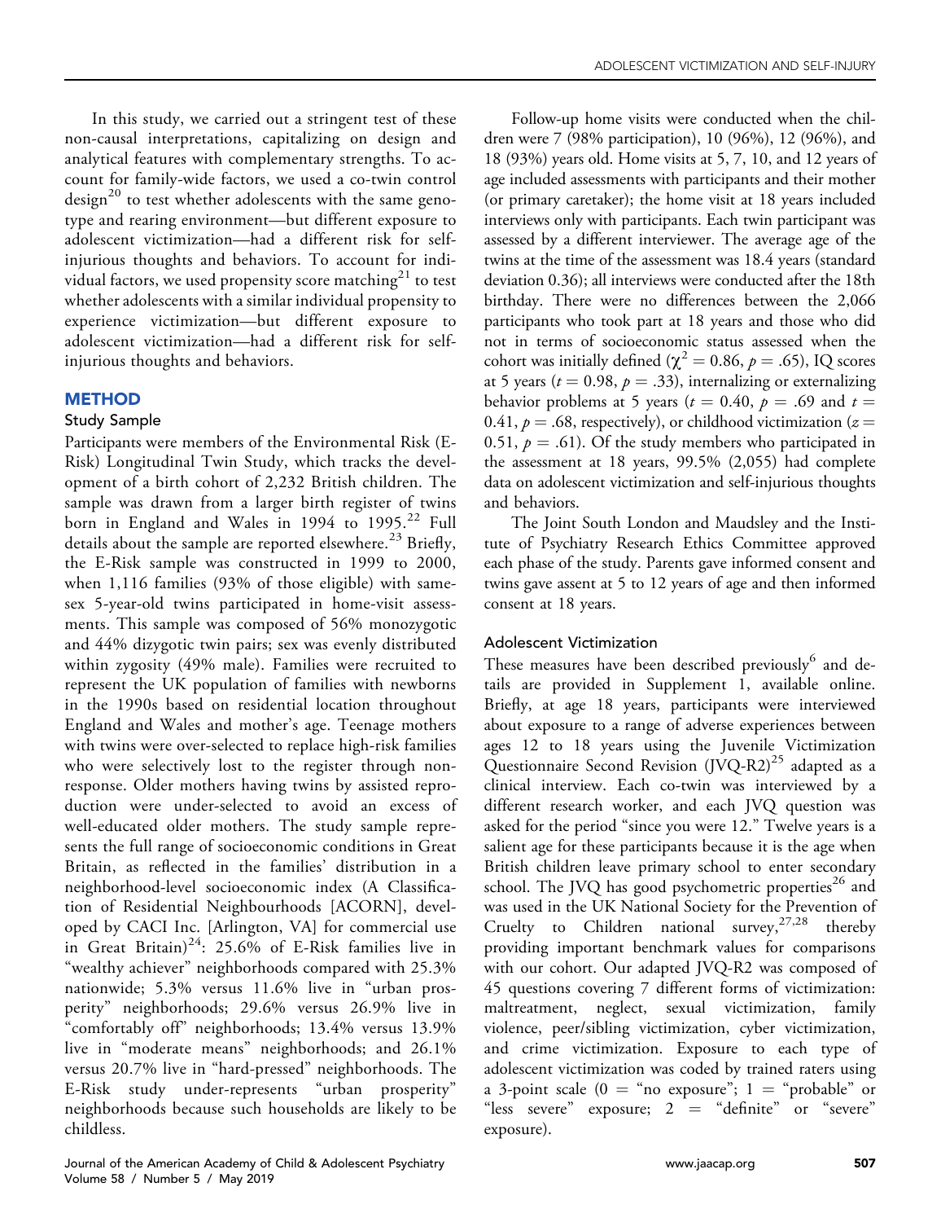In this study, we carried out a stringent test of these non-causal interpretations, capitalizing on design and analytical features with complementary strengths. To account for family-wide factors, we used a co-twin control design[20] to test whether adolescents with the same genotype and rearing environment—but different exposure to adolescent victimization—had a different risk for self-injurious thoughts and behaviors. To account for individual factors, we used propensity score matching[21] to test whether adolescents with a similar individual propensity to experience victimization—but different exposure to adolescent victimization—had a different risk for self-injurious thoughts and behaviors.

## METHOD

### Study Sample

Participants were members of the Environmental Risk (E-Risk) Longitudinal Twin Study, which tracks the development of a birth cohort of 2,232 British children. The sample was drawn from a larger birth register of twins born in England and Wales in 1994 to 1995.[22] Full details about the sample are reported elsewhere.[23] Briefly, the E-Risk sample was constructed in 1999 to 2000, when 1,116 families (93% of those eligible) with same-sex 5-year-old twins participated in home-visit assessments. This sample was composed of 56% monozygotic and 44% dizygotic twin pairs; sex was evenly distributed within zygosity (49% male). Families were recruited to represent the UK population of families with newborns in the 1990s based on residential location throughout England and Wales and mother's age. Teenage mothers with twins were over-selected to replace high-risk families who were selectively lost to the register through non-response. Older mothers having twins by assisted reproduction were under-selected to avoid an excess of well-educated older mothers. The study sample represents the full range of socioeconomic conditions in Great Britain, as reflected in the families' distribution in a neighborhood-level socioeconomic index (A Classification of Residential Neighbourhoods [ACORN], developed by CACI Inc. [Arlington, VA] for commercial use in Great Britain)[24]: 25.6% of E-Risk families live in "wealthy achiever" neighborhoods compared with 25.3% nationwide; 5.3% versus 11.6% live in "urban prosperity" neighborhoods; 29.6% versus 26.9% live in "comfortably off" neighborhoods; 13.4% versus 13.9% live in "moderate means" neighborhoods; and 26.1% versus 20.7% live in "hard-pressed" neighborhoods. The E-Risk study under-represents "urban prosperity" neighborhoods because such households are likely to be childless.

Follow-up home visits were conducted when the children were 7 (98% participation), 10 (96%), 12 (96%), and 18 (93%) years old. Home visits at 5, 7, 10, and 12 years of age included assessments with participants and their mother (or primary caretaker); the home visit at 18 years included interviews only with participants. Each twin participant was assessed by a different interviewer. The average age of the twins at the time of the assessment was 18.4 years (standard deviation 0.36); all interviews were conducted after the 18th birthday. There were no differences between the 2,066 participants who took part at 18 years and those who did not in terms of socioeconomic status assessed when the cohort was initially defined ($\chi^2 = 0.86$, $p = .65$), IQ scores at 5 years ($t = 0.98$, $p = .33$), internalizing or externalizing behavior problems at 5 years ($t = 0.40$, $p = .69$ and $t = 0.41$, $p = .68$, respectively), or childhood victimization ($z = 0.51$, $p = .61$). Of the study members who participated in the assessment at 18 years, 99.5% (2,055) had complete data on adolescent victimization and self-injurious thoughts and behaviors.

The Joint South London and Maudsley and the Institute of Psychiatry Research Ethics Committee approved each phase of the study. Parents gave informed consent and twins gave assent at 5 to 12 years of age and then informed consent at 18 years.

### Adolescent Victimization

These measures have been described previously[6] and details are provided in Supplement 1, available online. Briefly, at age 18 years, participants were interviewed about exposure to a range of adverse experiences between ages 12 to 18 years using the Juvenile Victimization Questionnaire Second Revision (JVQ-R2)[25] adapted as a clinical interview. Each co-twin was interviewed by a different research worker, and each JVQ question was asked for the period "since you were 12." Twelve years is a salient age for these participants because it is the age when British children leave primary school to enter secondary school. The JVQ has good psychometric properties[26] and was used in the UK National Society for the Prevention of Cruelty to Children national survey,[27,28] thereby providing important benchmark values for comparisons with our cohort. Our adapted JVQ-R2 was composed of 45 questions covering 7 different forms of victimization: maltreatment, neglect, sexual victimization, family violence, peer/sibling victimization, cyber victimization, and crime victimization. Exposure to each type of adolescent victimization was coded by trained raters using a 3-point scale (0 = "no exposure"; 1 = "probable" or "less severe" exposure; 2 = "definite" or "severe" exposure).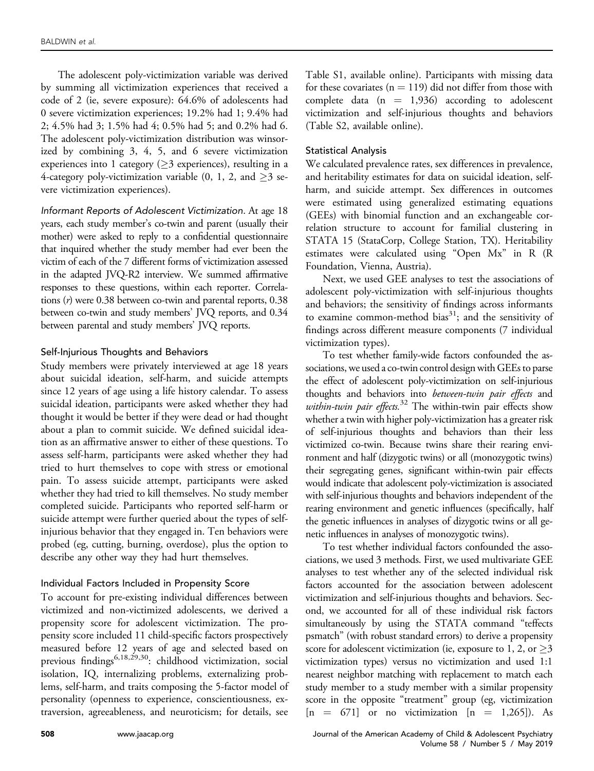The adolescent poly-victimization variable was derived by summing all victimization experiences that received a code of 2 (ie, severe exposure): 64.6% of adolescents had 0 severe victimization experiences; 19.2% had 1; 9.4% had 2; 4.5% had 3; 1.5% had 4; 0.5% had 5; and 0.2% had 6. The adolescent poly-victimization distribution was winsorized by combining 3, 4, 5, and 6 severe victimization experiences into 1 category (≥3 experiences), resulting in a 4-category poly-victimization variable (0, 1, 2, and ≥3 severe victimization experiences).

*Informant Reports of Adolescent Victimization.* At age 18 years, each study member's co-twin and parent (usually their mother) were asked to reply to a confidential questionnaire that inquired whether the study member had ever been the victim of each of the 7 different forms of victimization assessed in the adapted JVQ-R2 interview. We summed affirmative responses to these questions, within each reporter. Correlations ($r$) were 0.38 between co-twin and parental reports, 0.38 between co-twin and study members' JVQ reports, and 0.34 between parental and study members' JVQ reports.

### Self-Injurious Thoughts and Behaviors

Study members were privately interviewed at age 18 years about suicidal ideation, self-harm, and suicide attempts since 12 years of age using a life history calendar. To assess suicidal ideation, participants were asked whether they had thought it would be better if they were dead or had thought about a plan to commit suicide. We defined suicidal ideation as an affirmative answer to either of these questions. To assess self-harm, participants were asked whether they had tried to hurt themselves to cope with stress or emotional pain. To assess suicide attempt, participants were asked whether they had tried to kill themselves. No study member completed suicide. Participants who reported self-harm or suicide attempt were further queried about the types of self-injurious behavior that they engaged in. Ten behaviors were probed (eg, cutting, burning, overdose), plus the option to describe any other way they had hurt themselves.

### Individual Factors Included in Propensity Score

To account for pre-existing individual differences between victimized and non-victimized adolescents, we derived a propensity score for adolescent victimization. The propensity score included 11 child-specific factors prospectively measured before 12 years of age and selected based on previous findings[6,18,29,30]: childhood victimization, social isolation, IQ, internalizing problems, externalizing problems, self-harm, and traits composing the 5-factor model of personality (openness to experience, conscientiousness, extraversion, agreeableness, and neuroticism; for details, see Table S1, available online). Participants with missing data for these covariates (n = 119) did not differ from those with complete data (n = 1,936) according to adolescent victimization and self-injurious thoughts and behaviors (Table S2, available online).

### Statistical Analysis

We calculated prevalence rates, sex differences in prevalence, and heritability estimates for data on suicidal ideation, self-harm, and suicide attempt. Sex differences in outcomes were estimated using generalized estimating equations (GEEs) with binomial function and an exchangeable correlation structure to account for familial clustering in STATA 15 (StataCorp, College Station, TX). Heritability estimates were calculated using "Open Mx" in R (R Foundation, Vienna, Austria).

Next, we used GEE analyses to test the associations of adolescent poly-victimization with self-injurious thoughts and behaviors; the sensitivity of findings across informants to examine common-method bias[31]; and the sensitivity of findings across different measure components (7 individual victimization types).

To test whether family-wide factors confounded the associations, we used a co-twin control design with GEEs to parse the effect of adolescent poly-victimization on self-injurious thoughts and behaviors into *between-twin pair effects* and *within-twin pair effects.*[32] The within-twin pair effects show whether a twin with higher poly-victimization has a greater risk of self-injurious thoughts and behaviors than their less victimized co-twin. Because twins share their rearing environment and half (dizygotic twins) or all (monozygotic twins) their segregating genes, significant within-twin pair effects would indicate that adolescent poly-victimization is associated with self-injurious thoughts and behaviors independent of the rearing environment and genetic influences (specifically, half the genetic influences in analyses of dizygotic twins or all genetic influences in analyses of monozygotic twins).

To test whether individual factors confounded the associations, we used 3 methods. First, we used multivariate GEE analyses to test whether any of the selected individual risk factors accounted for the association between adolescent victimization and self-injurious thoughts and behaviors. Second, we accounted for all of these individual risk factors simultaneously by using the STATA command "teffects psmatch" (with robust standard errors) to derive a propensity score for adolescent victimization (ie, exposure to 1, 2, or ≥3 victimization types) versus no victimization and used 1:1 nearest neighbor matching with replacement to match each study member to a study member with a similar propensity score in the opposite "treatment" group (eg, victimization [n = 671] or no victimization [n = 1,265]). As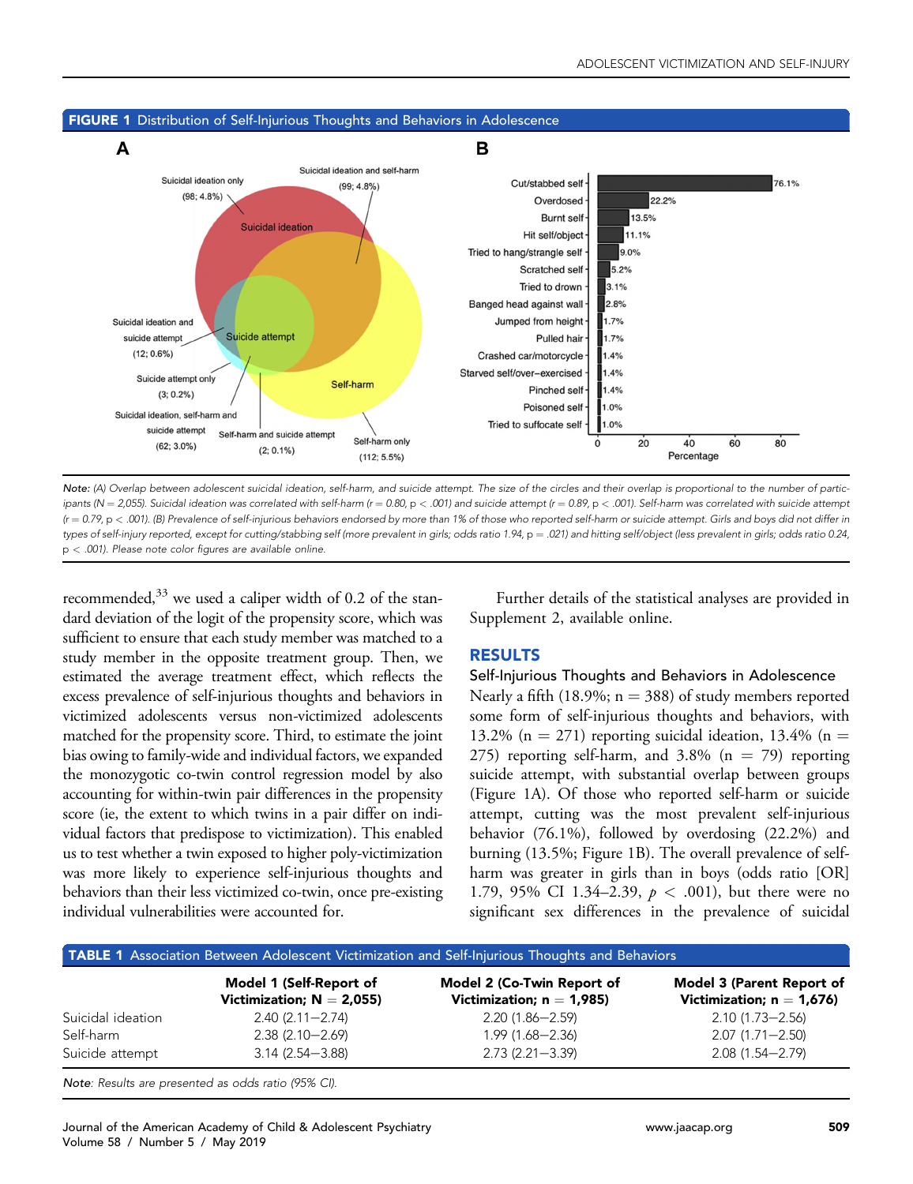**FIGURE 1** Distribution of Self-Injurious Thoughts and Behaviors in Adolescence

*Note: (A) Overlap between adolescent suicidal ideation, self-harm, and suicide attempt. The size of the circles and their overlap is proportional to the number of participants (N = 2,055). Suicidal ideation was correlated with self-harm (r = 0.80, p < .001) and suicide attempt (r = 0.89, p < .001). Self-harm was correlated with suicide attempt (r = 0.79, p < .001). (B) Prevalence of self-injurious behaviors endorsed by more than 1% of those who reported self-harm or suicide attempt. Girls and boys did not differ in types of self-injury reported, except for cutting/stabbing self (more prevalent in girls; odds ratio 1.94, p = .021) and hitting self/object (less prevalent in girls; odds ratio 0.24, p < .001). Please note color figures are available online.*

recommended,[33] we used a caliper width of 0.2 of the standard deviation of the logit of the propensity score, which was sufficient to ensure that each study member was matched to a study member in the opposite treatment group. Then, we estimated the average treatment effect, which reflects the excess prevalence of self-injurious thoughts and behaviors in victimized adolescents versus non-victimized adolescents matched for the propensity score. Third, to estimate the joint bias owing to family-wide and individual factors, we expanded the monozygotic co-twin control regression model by also accounting for within-twin pair differences in the propensity score (ie, the extent to which twins in a pair differ on individual factors that predispose to victimization). This enabled us to test whether a twin exposed to higher poly-victimization was more likely to experience self-injurious thoughts and behaviors than their less victimized co-twin, once pre-existing individual vulnerabilities were accounted for.

Further details of the statistical analyses are provided in Supplement 2, available online.

## RESULTS

### Self-Injurious Thoughts and Behaviors in Adolescence

Nearly a fifth (18.9%; n = 388) of study members reported some form of self-injurious thoughts and behaviors, with 13.2% (n = 271) reporting suicidal ideation, 13.4% (n = 275) reporting self-harm, and 3.8% (n = 79) reporting suicide attempt, with substantial overlap between groups (Figure 1A). Of those who reported self-harm or suicide attempt, cutting was the most prevalent self-injurious behavior (76.1%), followed by overdosing (22.2%) and burning (13.5%; Figure 1B). The overall prevalence of self-harm was greater in girls than in boys (odds ratio [OR] 1.79, 95% CI 1.34–2.39, $p < .001$), but there were no significant sex differences in the prevalence of suicidal

**TABLE 1** Association Between Adolescent Victimization and Self-Injurious Thoughts and Behaviors

| | Model 1 (Self-Report of Victimization; N = 2,055) | Model 2 (Co-Twin Report of Victimization; n = 1,985) | Model 3 (Parent Report of Victimization; n = 1,676) |
|---|---|---|---|
| Suicidal ideation | 2.40 (2.11–2.74) | 2.20 (1.86–2.59) | 2.10 (1.73–2.56) |
| Self-harm | 2.38 (2.10–2.69) | 1.99 (1.68–2.36) | 2.07 (1.71–2.50) |
| Suicide attempt | 3.14 (2.54–3.88) | 2.73 (2.21–3.39) | 2.08 (1.54–2.79) |

*Note: Results are presented as odds ratio (95% CI).*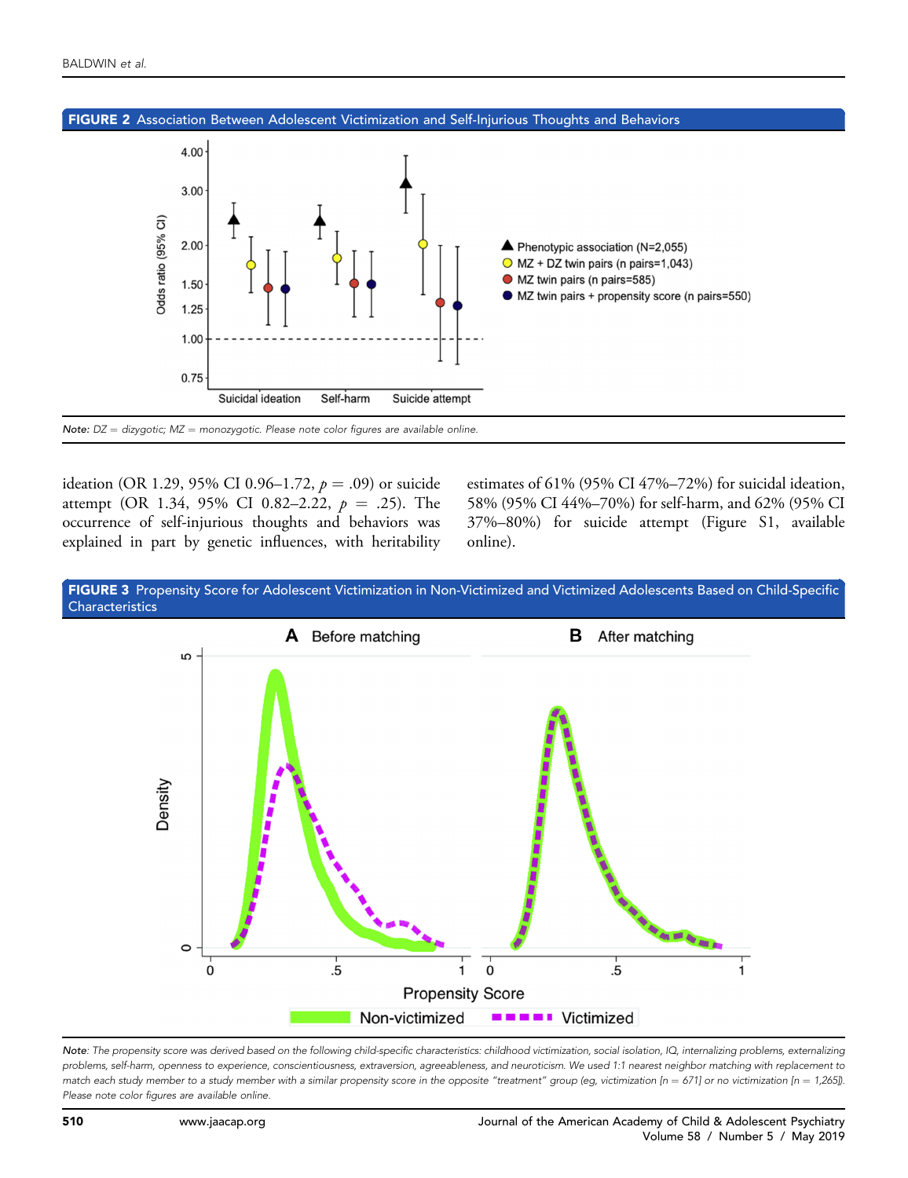**FIGURE 2** Association Between Adolescent Victimization and Self-Injurious Thoughts and Behaviors

*Note:* DZ = dizygotic; MZ = monozygotic. Please note color figures are available online.

ideation (OR 1.29, 95% CI 0.96–1.72, $p = .09$) or suicide attempt (OR 1.34, 95% CI 0.82–2.22, $p = .25$). The occurrence of self-injurious thoughts and behaviors was explained in part by genetic influences, with heritability estimates of 61% (95% CI 47%–72%) for suicidal ideation, 58% (95% CI 44%–70%) for self-harm, and 62% (95% CI 37%–80%) for suicide attempt (Figure S1, available online).

**FIGURE 3** Propensity Score for Adolescent Victimization in Non-Victimized and Victimized Adolescents Based on Child-Specific Characteristics

*Note:* The propensity score was derived based on the following child-specific characteristics: childhood victimization, social isolation, IQ, internalizing problems, externalizing problems, self-harm, openness to experience, conscientiousness, extraversion, agreeableness, and neuroticism. We used 1:1 nearest neighbor matching with replacement to match each study member to a study member with a similar propensity score in the opposite "treatment" group (eg, victimization [n = 671] or no victimization [n = 1,265]). Please note color figures are available online.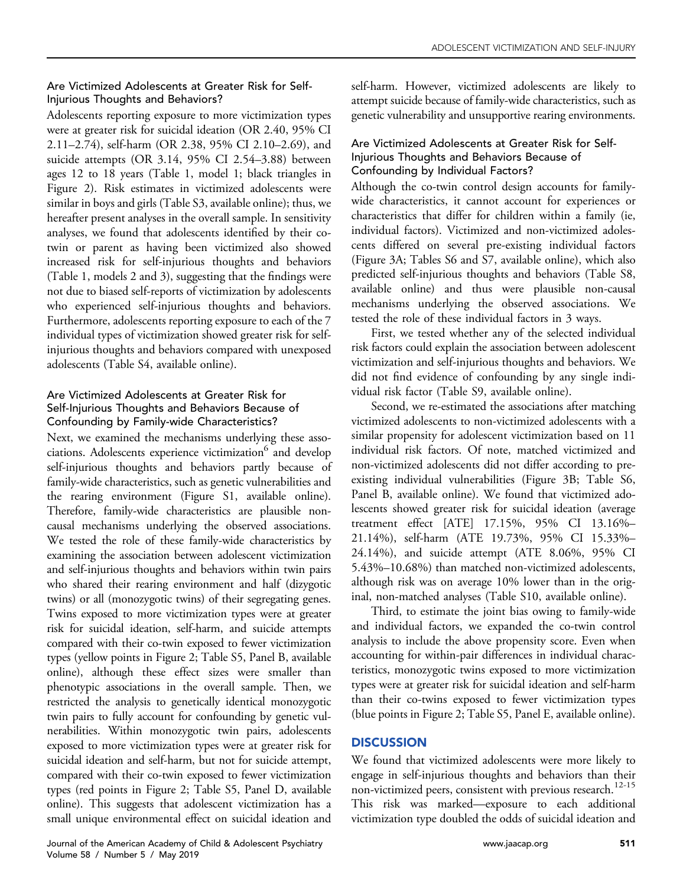### Are Victimized Adolescents at Greater Risk for Self-Injurious Thoughts and Behaviors?

Adolescents reporting exposure to more victimization types were at greater risk for suicidal ideation (OR 2.40, 95% CI 2.11–2.74), self-harm (OR 2.38, 95% CI 2.10–2.69), and suicide attempts (OR 3.14, 95% CI 2.54–3.88) between ages 12 to 18 years (Table 1, model 1; black triangles in Figure 2). Risk estimates in victimized adolescents were similar in boys and girls (Table S3, available online); thus, we hereafter present analyses in the overall sample. In sensitivity analyses, we found that adolescents identified by their co-twin or parent as having been victimized also showed increased risk for self-injurious thoughts and behaviors (Table 1, models 2 and 3), suggesting that the findings were not due to biased self-reports of victimization by adolescents who experienced self-injurious thoughts and behaviors. Furthermore, adolescents reporting exposure to each of the 7 individual types of victimization showed greater risk for self-injurious thoughts and behaviors compared with unexposed adolescents (Table S4, available online).

### Are Victimized Adolescents at Greater Risk for Self-Injurious Thoughts and Behaviors Because of Confounding by Family-wide Characteristics?

Next, we examined the mechanisms underlying these associations. Adolescents experience victimization[6] and develop self-injurious thoughts and behaviors partly because of family-wide characteristics, such as genetic vulnerabilities and the rearing environment (Figure S1, available online). Therefore, family-wide characteristics are plausible non-causal mechanisms underlying the observed associations. We tested the role of these family-wide characteristics by examining the association between adolescent victimization and self-injurious thoughts and behaviors within twin pairs who shared their rearing environment and half (dizygotic twins) or all (monozygotic twins) of their segregating genes. Twins exposed to more victimization types were at greater risk for suicidal ideation, self-harm, and suicide attempts compared with their co-twin exposed to fewer victimization types (yellow points in Figure 2; Table S5, Panel B, available online), although these effect sizes were smaller than phenotypic associations in the overall sample. Then, we restricted the analysis to genetically identical monozygotic twin pairs to fully account for confounding by genetic vulnerabilities. Within monozygotic twin pairs, adolescents exposed to more victimization types were at greater risk for suicidal ideation and self-harm, but not for suicide attempt, compared with their co-twin exposed to fewer victimization types (red points in Figure 2; Table S5, Panel D, available online). This suggests that adolescent victimization has a small unique environmental effect on suicidal ideation and self-harm. However, victimized adolescents are likely to attempt suicide because of family-wide characteristics, such as genetic vulnerability and unsupportive rearing environments.

### Are Victimized Adolescents at Greater Risk for Self-Injurious Thoughts and Behaviors Because of Confounding by Individual Factors?

Although the co-twin control design accounts for family-wide characteristics, it cannot account for experiences or characteristics that differ for children within a family (ie, individual factors). Victimized and non-victimized adolescents differed on several pre-existing individual factors (Figure 3A; Tables S6 and S7, available online), which also predicted self-injurious thoughts and behaviors (Table S8, available online) and thus were plausible non-causal mechanisms underlying the observed associations. We tested the role of these individual factors in 3 ways.

First, we tested whether any of the selected individual risk factors could explain the association between adolescent victimization and self-injurious thoughts and behaviors. We did not find evidence of confounding by any single individual risk factor (Table S9, available online).

Second, we re-estimated the associations after matching victimized adolescents to non-victimized adolescents with a similar propensity for adolescent victimization based on 11 individual risk factors. Of note, matched victimized and non-victimized adolescents did not differ according to pre-existing individual vulnerabilities (Figure 3B; Table S6, Panel B, available online). We found that victimized adolescents showed greater risk for suicidal ideation (average treatment effect [ATE] 17.15%, 95% CI 13.16%–21.14%), self-harm (ATE 19.73%, 95% CI 15.33%–24.14%), and suicide attempt (ATE 8.06%, 95% CI 5.43%–10.68%) than matched non-victimized adolescents, although risk was on average 10% lower than in the original, non-matched analyses (Table S10, available online).

Third, to estimate the joint bias owing to family-wide and individual factors, we expanded the co-twin control analysis to include the above propensity score. Even when accounting for within-pair differences in individual characteristics, monozygotic twins exposed to more victimization types were at greater risk for suicidal ideation and self-harm than their co-twins exposed to fewer victimization types (blue points in Figure 2; Table S5, Panel E, available online).

## DISCUSSION

We found that victimized adolescents were more likely to engage in self-injurious thoughts and behaviors than their non-victimized peers, consistent with previous research.[12-15] This risk was marked—exposure to each additional victimization type doubled the odds of suicidal ideation and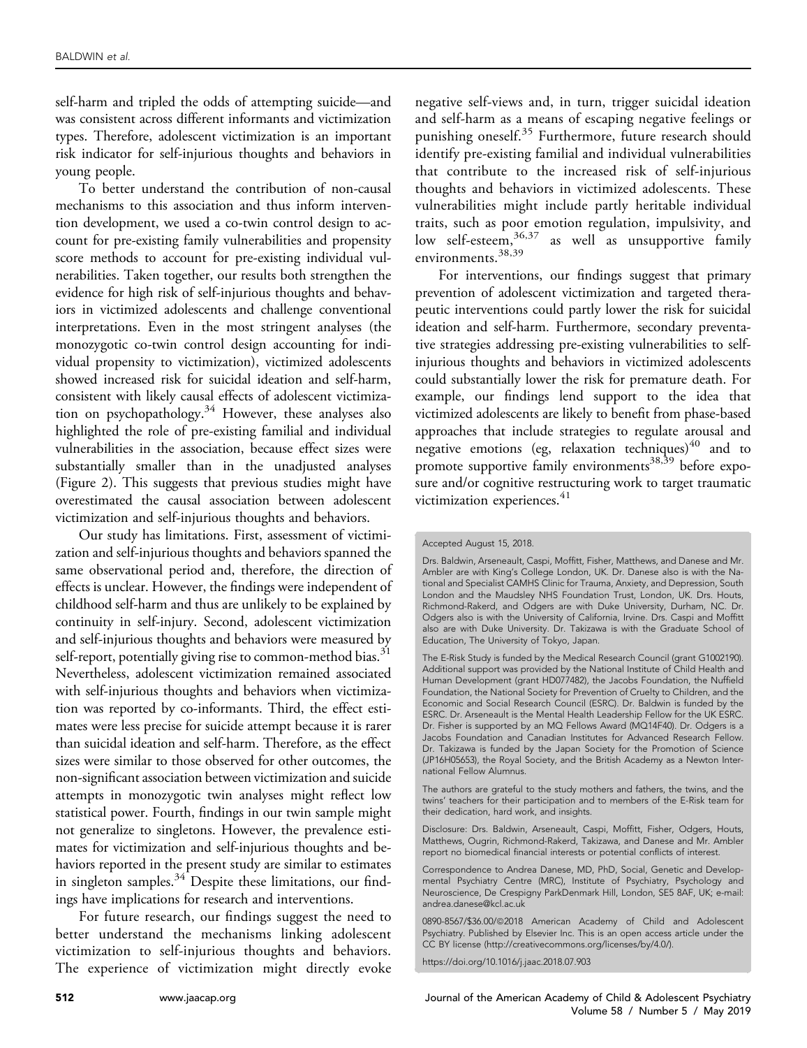self-harm and tripled the odds of attempting suicide—and was consistent across different informants and victimization types. Therefore, adolescent victimization is an important risk indicator for self-injurious thoughts and behaviors in young people.

To better understand the contribution of non-causal mechanisms to this association and thus inform intervention development, we used a co-twin control design to account for pre-existing family vulnerabilities and propensity score methods to account for pre-existing individual vulnerabilities. Taken together, our results both strengthen the evidence for high risk of self-injurious thoughts and behaviors in victimized adolescents and challenge conventional interpretations. Even in the most stringent analyses (the monozygotic co-twin control design accounting for individual propensity to victimization), victimized adolescents showed increased risk for suicidal ideation and self-harm, consistent with likely causal effects of adolescent victimization on psychopathology.[34] However, these analyses also highlighted the role of pre-existing familial and individual vulnerabilities in the association, because effect sizes were substantially smaller than in the unadjusted analyses (Figure 2). This suggests that previous studies might have overestimated the causal association between adolescent victimization and self-injurious thoughts and behaviors.

Our study has limitations. First, assessment of victimization and self-injurious thoughts and behaviors spanned the same observational period and, therefore, the direction of effects is unclear. However, the findings were independent of childhood self-harm and thus are unlikely to be explained by continuity in self-injury. Second, adolescent victimization and self-injurious thoughts and behaviors were measured by self-report, potentially giving rise to common-method bias.[31] Nevertheless, adolescent victimization remained associated with self-injurious thoughts and behaviors when victimization was reported by co-informants. Third, the effect estimates were less precise for suicide attempt because it is rarer than suicidal ideation and self-harm. Therefore, as the effect sizes were similar to those observed for other outcomes, the non-significant association between victimization and suicide attempts in monozygotic twin analyses might reflect low statistical power. Fourth, findings in our twin sample might not generalize to singletons. However, the prevalence estimates for victimization and self-injurious thoughts and behaviors reported in the present study are similar to estimates in singleton samples.[34] Despite these limitations, our findings have implications for research and interventions.

For future research, our findings suggest the need to better understand the mechanisms linking adolescent victimization to self-injurious thoughts and behaviors. The experience of victimization might directly evoke negative self-views and, in turn, trigger suicidal ideation and self-harm as a means of escaping negative feelings or punishing oneself.[35] Furthermore, future research should identify pre-existing familial and individual vulnerabilities that contribute to the increased risk of self-injurious thoughts and behaviors in victimized adolescents. These vulnerabilities might include partly heritable individual traits, such as poor emotion regulation, impulsivity, and low self-esteem,[36,37] as well as unsupportive family environments.[38,39]

For interventions, our findings suggest that primary prevention of adolescent victimization and targeted therapeutic interventions could partly lower the risk for suicidal ideation and self-harm. Furthermore, secondary preventative strategies addressing pre-existing vulnerabilities to self-injurious thoughts and behaviors in victimized adolescents could substantially lower the risk for premature death. For example, our findings lend support to the idea that victimized adolescents are likely to benefit from phase-based approaches that include strategies to regulate arousal and negative emotions (eg, relaxation techniques)[40] and to promote supportive family environments[38,39] before exposure and/or cognitive restructuring work to target traumatic victimization experiences.[41]

Accepted August 15, 2018.

Drs. Baldwin, Arseneault, Caspi, Moffitt, Fisher, Matthews, and Danese and Mr. Ambler are with King's College London, UK. Dr. Danese also is with the National and Specialist CAMHS Clinic for Trauma, Anxiety, and Depression, South London and the Maudsley NHS Foundation Trust, London, UK. Drs. Houts, Richmond-Rakerd, and Odgers are with Duke University, Durham, NC. Dr. Odgers also is with the University of California, Irvine. Drs. Caspi and Moffitt also are with Duke University. Dr. Takizawa is with the Graduate School of Education, The University of Tokyo, Japan.

The E-Risk Study is funded by the Medical Research Council (grant G1002190). Additional support was provided by the National Institute of Child Health and Human Development (grant HD077482), the Jacobs Foundation, the Nuffield Foundation, the National Society for Prevention of Cruelty to Children, and the Economic and Social Research Council (ESRC). Dr. Baldwin is funded by the ESRC. Dr. Arseneault is the Mental Health Leadership Fellow for the UK ESRC. Dr. Fisher is supported by an MQ Fellows Award (MQ14F40). Dr. Odgers is a Jacobs Foundation and Canadian Institutes for Advanced Research Fellow. Dr. Takizawa is funded by the Japan Society for the Promotion of Science (JP16H05653), the Royal Society, and the British Academy as a Newton International Fellow Alumnus.

The authors are grateful to the study mothers and fathers, the twins, and the twins' teachers for their participation and to members of the E-Risk team for their dedication, hard work, and insights.

Disclosure: Drs. Baldwin, Arseneault, Caspi, Moffitt, Fisher, Odgers, Houts, Matthews, Ougrin, Richmond-Rakerd, Takizawa, and Danese and Mr. Ambler report no biomedical financial interests or potential conflicts of interest.

Correspondence to Andrea Danese, MD, PhD, Social, Genetic and Developmental Psychiatry Centre (MRC), Institute of Psychiatry, Psychology and Neuroscience, De Crespigny ParkDenmark Hill, London, SE5 8AF, UK; e-mail: andrea.danese@kcl.ac.uk

0890-8567/$36.00/©2018 American Academy of Child and Adolescent Psychiatry. Published by Elsevier Inc. This is an open access article under the CC BY license (http://creativecommons.org/licenses/by/4.0/).

https://doi.org/10.1016/j.jaac.2018.07.903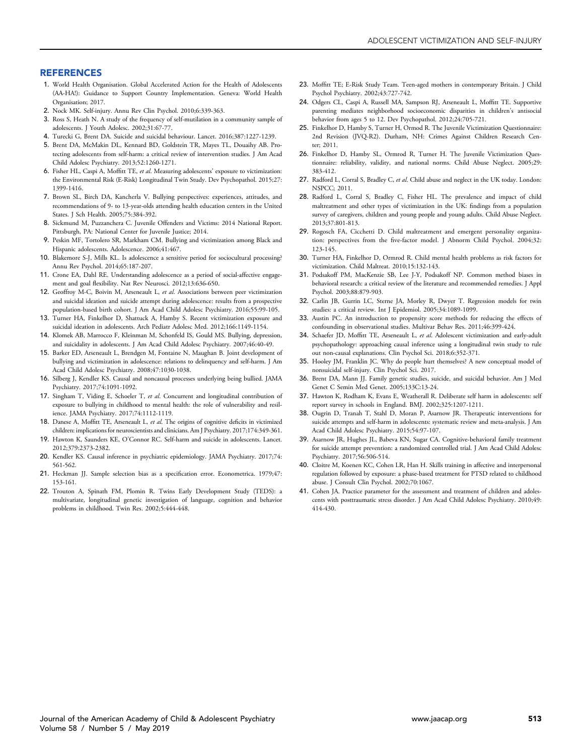## REFERENCES

1. World Health Organisation. Global Accelerated Action for the Health of Adolescents (AA-HA!): Guidance to Support Country Implementation. Geneva: World Health Organisation; 2017.
2. Nock MK. Self-injury. Annu Rev Clin Psychol. 2010;6:339-363.
3. Ross S, Heath N. A study of the frequency of self-mutilation in a community sample of adolescents. J Youth Adolesc. 2002;31:67-77.
4. Turecki G, Brent DA. Suicide and suicidal behaviour. Lancet. 2016;387:1227-1239.
5. Brent DA, McMakin DL, Kennard BD, Goldstein TR, Mayes TL, Douaihy AB. Protecting adolescents from self-harm: a critical review of intervention studies. J Am Acad Child Adolesc Psychiatry. 2013;52:1260-1271.
6. Fisher HL, Caspi A, Moffitt TE, *et al*. Measuring adolescents' exposure to victimization: the Environmental Risk (E-Risk) Longitudinal Twin Study. Dev Psychopathol. 2015;27: 1399-1416.
7. Brown SL, Birch DA, Kancherla V. Bullying perspectives: experiences, attitudes, and recommendations of 9- to 13-year-olds attending health education centers in the United States. J Sch Health. 2005;75:384-392.
8. Sickmund M, Puzzanchera C. Juvenile Offenders and Victims: 2014 National Report. Pittsburgh, PA: National Center for Juvenile Justice; 2014.
9. Peskin MF, Tortolero SR, Markham CM. Bullying and victimization among Black and Hispanic adolescents. Adolescence. 2006;41:467.
10. Blakemore S-J, Mills KL. Is adolescence a sensitive period for sociocultural processing? Annu Rev Psychol. 2014;65:187-207.
11. Crone EA, Dahl RE. Understanding adolescence as a period of social-affective engagement and goal flexibility. Nat Rev Neurosci. 2012;13:636-650.
12. Geoffroy M-C, Boivin M, Arseneault L, *et al*. Associations between peer victimization and suicidal ideation and suicide attempt during adolescence: results from a prospective population-based birth cohort. J Am Acad Child Adolesc Psychiatry. 2016;55:99-105.
13. Turner HA, Finkelhor D, Shattuck A, Hamby S. Recent victimization exposure and suicidal ideation in adolescents. Arch Pediatr Adolesc Med. 2012;166:1149-1154.
14. Klomek AB, Marrocco F, Kleinman M, Schonfeld IS, Gould MS. Bullying, depression, and suicidality in adolescents. J Am Acad Child Adolesc Psychiatry. 2007;46:40-49.
15. Barker ED, Arseneault L, Brendgen M, Fontaine N, Maughan B. Joint development of bullying and victimization in adolescence: relations to delinquency and self-harm. J Am Acad Child Adolesc Psychiatry. 2008;47:1030-1038.
16. Silberg J, Kendler KS. Causal and noncausal processes underlying being bullied. JAMA Psychiatry. 2017;74:1091-1092.
17. Singham T, Viding E, Schoeler T, *et al*. Concurrent and longitudinal contribution of exposure to bullying in childhood to mental health: the role of vulnerability and resilience. JAMA Psychiatry. 2017;74:1112-1119.
18. Danese A, Moffitt TE, Arseneault L, *et al*. The origins of cognitive deficits in victimized children: implications for neuroscientists and clinicians. Am J Psychiatry. 2017;174:349-361.
19. Hawton K, Saunders KE, O'Connor RC. Self-harm and suicide in adolescents. Lancet. 2012;379:2373-2382.
20. Kendler KS. Causal inference in psychiatric epidemiology. JAMA Psychiatry. 2017;74: 561-562.
21. Heckman JJ. Sample selection bias as a specification error. Econometrica. 1979;47: 153-161.
22. Trouton A, Spinath FM, Plomin R. Twins Early Development Study (TEDS): a multivariate, longitudinal genetic investigation of language, cognition and behavior problems in childhood. Twin Res. 2002;5:444-448.
23. Moffitt TE; E-Risk Study Team. Teen-aged mothers in contemporary Britain. J Child Psychol Psychiatry. 2002;43:727-742.
24. Odgers CL, Caspi A, Russell MA, Sampson RJ, Arseneault L, Moffitt TE. Supportive parenting mediates neighborhood socioeconomic disparities in children's antisocial behavior from ages 5 to 12. Dev Psychopathol. 2012;24:705-721.
25. Finkelhor D, Hamby S, Turner H, Ormod R. The Juvenile Victimization Questionnaire: 2nd Revision (JVQ-R2). Durham, NH: Crimes Against Children Research Center; 2011.
26. Finkelhor D, Hamby SL, Ormrod R, Turner H. The Juvenile Victimization Questionnaire: reliability, validity, and national norms. Child Abuse Neglect. 2005;29: 383-412.
27. Radford L, Corral S, Bradley C, *et al*. Child abuse and neglect in the UK today. London: NSPCC; 2011.
28. Radford L, Corral S, Bradley C, Fisher HL. The prevalence and impact of child maltreatment and other types of victimization in the UK: findings from a population survey of caregivers, children and young people and young adults. Child Abuse Neglect. 2013;37:801-813.
29. Rogosch FA, Cicchetti D. Child maltreatment and emergent personality organization: perspectives from the five-factor model. J Abnorm Child Psychol. 2004;32: 123-145.
30. Turner HA, Finkelhor D, Ormrod R. Child mental health problems as risk factors for victimization. Child Maltreat. 2010;15:132-143.
31. Podsakoff PM, MacKenzie SB, Lee J-Y, Podsakoff NP. Common method biases in behavioral research: a critical review of the literature and recommended remedies. J Appl Psychol. 2003;88:879-903.
32. Carlin JB, Gurrin LC, Sterne JA, Morley R, Dwyer T. Regression models for twin studies: a critical review. Int J Epidemiol. 2005;34:1089-1099.
33. Austin PC. An introduction to propensity score methods for reducing the effects of confounding in observational studies. Multivar Behav Res. 2011;46:399-424.
34. Schaefer JD, Moffitt TE, Arseneault L, *et al*. Adolescent victimization and early-adult psychopathology: approaching causal inference using a longitudinal twin study to rule out non-causal explanations. Clin Psychol Sci. 2018;6:352-371.
35. Hooley JM, Franklin JC. Why do people hurt themselves? A new conceptual model of nonsuicidal self-injury. Clin Psychol Sci. 2017.
36. Brent DA, Mann JJ. Family genetic studies, suicide, and suicidal behavior. Am J Med Genet C Semin Med Genet. 2005;133C:13-24.
37. Hawton K, Rodham K, Evans E, Weatherall R. Deliberate self harm in adolescents: self report survey in schools in England. BMJ. 2002;325:1207-1211.
38. Ougrin D, Tranah T, Stahl D, Moran P, Asarnow JR. Therapeutic interventions for suicide attempts and self-harm in adolescents: systematic review and meta-analysis. J Am Acad Child Adolesc Psychiatry. 2015;54:97-107.
39. Asarnow JR, Hughes JL, Babeva KN, Sugar CA. Cognitive-behavioral family treatment for suicide attempt prevention: a randomized controlled trial. J Am Acad Child Adolesc Psychiatry. 2017;56:506-514.
40. Cloitre M, Koenen KC, Cohen LR, Han H. Skills training in affective and interpersonal regulation followed by exposure: a phase-based treatment for PTSD related to childhood abuse. J Consult Clin Psychol. 2002;70:1067.
41. Cohen JA. Practice parameter for the assessment and treatment of children and adolescents with posttraumatic stress disorder. J Am Acad Child Adolesc Psychiatry. 2010;49: 414-430.